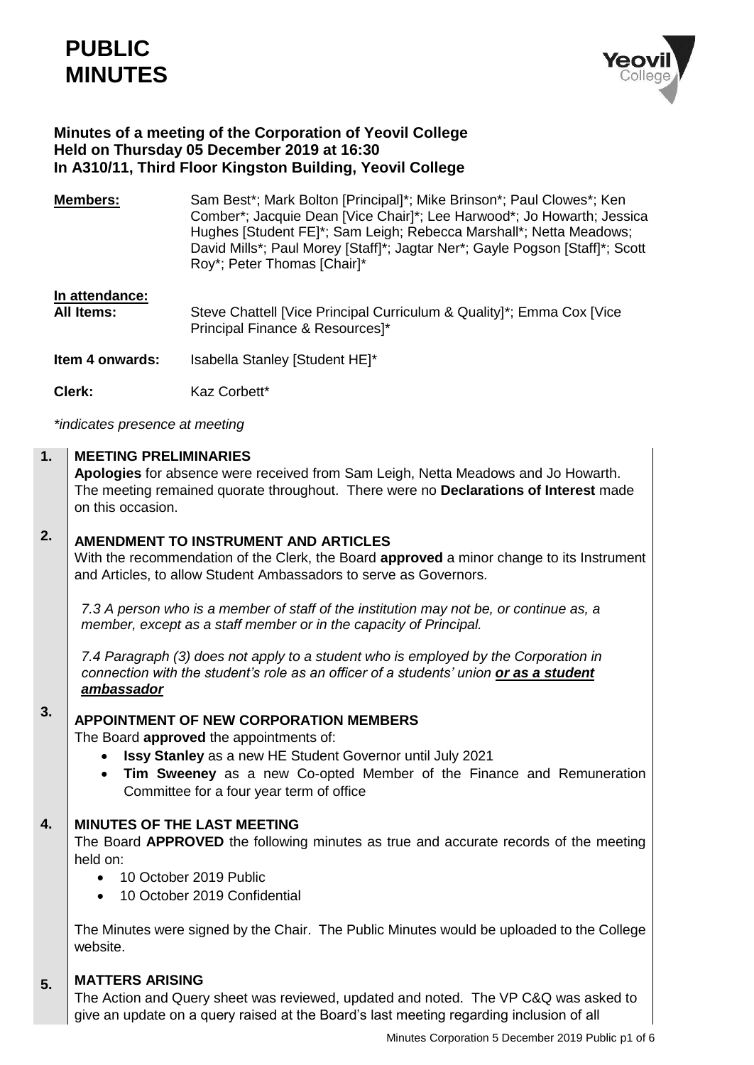# PUBLIC MINUTES

**Minutes of a meeting of the Corporation of Yeovil College**
**Held on Thursday 05 December 2019 at 16:30**
**In A310/11, Third Floor Kingston Building, Yeovil College**

**Members:** Sam Best*; Mark Bolton [Principal]*; Mike Brinson*; Paul Clowes*; Ken Comber*; Jacquie Dean [Vice Chair]*; Lee Harwood*; Jo Howarth; Jessica Hughes [Student FE]*; Sam Leigh; Rebecca Marshall*; Netta Meadows; David Mills*; Paul Morey [Staff]*; Jagtar Ner*; Gayle Pogson [Staff]*; Scott Roy*; Peter Thomas [Chair]*

**In attendance:**

**All Items:** Steve Chattell [Vice Principal Curriculum & Quality]*; Emma Cox [Vice Principal Finance & Resources]*

**Item 4 onwards:** Isabella Stanley [Student HE]*

**Clerk:** Kaz Corbett*

*\*indicates presence at meeting*

**1. MEETING PRELIMINARIES**

**Apologies** for absence were received from Sam Leigh, Netta Meadows and Jo Howarth. The meeting remained quorate throughout. There were no **Declarations of Interest** made on this occasion.

**2. AMENDMENT TO INSTRUMENT AND ARTICLES**

With the recommendation of the Clerk, the Board **approved** a minor change to its Instrument and Articles, to allow Student Ambassadors to serve as Governors.

*7.3 A person who is a member of staff of the institution may not be, or continue as, a member, except as a staff member or in the capacity of Principal.*

*7.4 Paragraph (3) does not apply to a student who is employed by the Corporation in connection with the student's role as an officer of a students' union* ***or as a student ambassador***

**3. APPOINTMENT OF NEW CORPORATION MEMBERS**

The Board **approved** the appointments of:

- **Issy Stanley** as a new HE Student Governor until July 2021
- **Tim Sweeney** as a new Co-opted Member of the Finance and Remuneration Committee for a four year term of office

**4. MINUTES OF THE LAST MEETING**

The Board **APPROVED** the following minutes as true and accurate records of the meeting held on:

- 10 October 2019 Public
- 10 October 2019 Confidential

The Minutes were signed by the Chair. The Public Minutes would be uploaded to the College website.

**5. MATTERS ARISING**

The Action and Query sheet was reviewed, updated and noted. The VP C&Q was asked to give an update on a query raised at the Board's last meeting regarding inclusion of all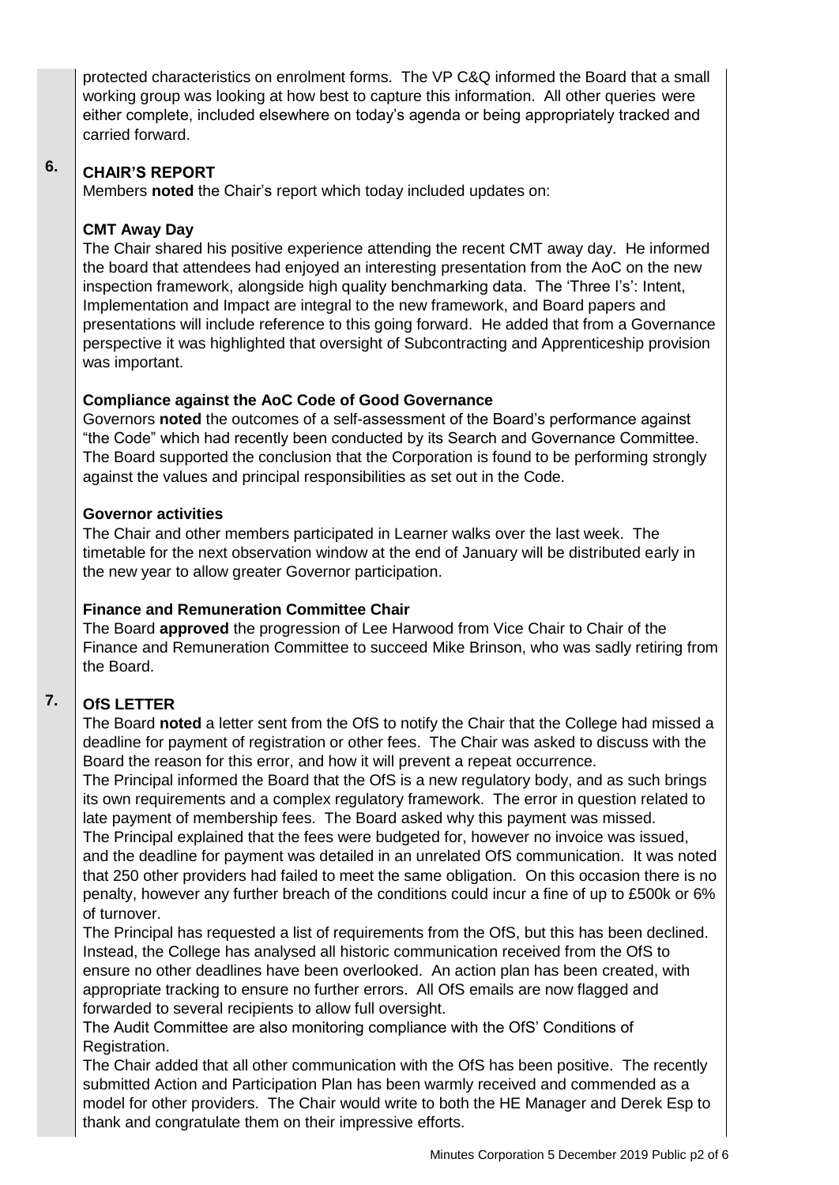protected characteristics on enrolment forms. The VP C&Q informed the Board that a small working group was looking at how best to capture this information. All other queries were either complete, included elsewhere on today's agenda or being appropriately tracked and carried forward.

## 6. CHAIR'S REPORT

Members **noted** the Chair's report which today included updates on:

### CMT Away Day

The Chair shared his positive experience attending the recent CMT away day. He informed the board that attendees had enjoyed an interesting presentation from the AoC on the new inspection framework, alongside high quality benchmarking data. The 'Three I's': Intent, Implementation and Impact are integral to the new framework, and Board papers and presentations will include reference to this going forward. He added that from a Governance perspective it was highlighted that oversight of Subcontracting and Apprenticeship provision was important.

### Compliance against the AoC Code of Good Governance

Governors **noted** the outcomes of a self-assessment of the Board's performance against "the Code" which had recently been conducted by its Search and Governance Committee. The Board supported the conclusion that the Corporation is found to be performing strongly against the values and principal responsibilities as set out in the Code.

### Governor activities

The Chair and other members participated in Learner walks over the last week. The timetable for the next observation window at the end of January will be distributed early in the new year to allow greater Governor participation.

### Finance and Remuneration Committee Chair

The Board **approved** the progression of Lee Harwood from Vice Chair to Chair of the Finance and Remuneration Committee to succeed Mike Brinson, who was sadly retiring from the Board.

## 7. OfS LETTER

The Board **noted** a letter sent from the OfS to notify the Chair that the College had missed a deadline for payment of registration or other fees. The Chair was asked to discuss with the Board the reason for this error, and how it will prevent a repeat occurrence.
The Principal informed the Board that the OfS is a new regulatory body, and as such brings its own requirements and a complex regulatory framework. The error in question related to late payment of membership fees. The Board asked why this payment was missed.
The Principal explained that the fees were budgeted for, however no invoice was issued, and the deadline for payment was detailed in an unrelated OfS communication. It was noted that 250 other providers had failed to meet the same obligation. On this occasion there is no penalty, however any further breach of the conditions could incur a fine of up to £500k or 6% of turnover.
The Principal has requested a list of requirements from the OfS, but this has been declined. Instead, the College has analysed all historic communication received from the OfS to ensure no other deadlines have been overlooked. An action plan has been created, with appropriate tracking to ensure no further errors. All OfS emails are now flagged and forwarded to several recipients to allow full oversight.
The Audit Committee are also monitoring compliance with the OfS' Conditions of Registration.
The Chair added that all other communication with the OfS has been positive. The recently submitted Action and Participation Plan has been warmly received and commended as a model for other providers. The Chair would write to both the HE Manager and Derek Esp to thank and congratulate them on their impressive efforts.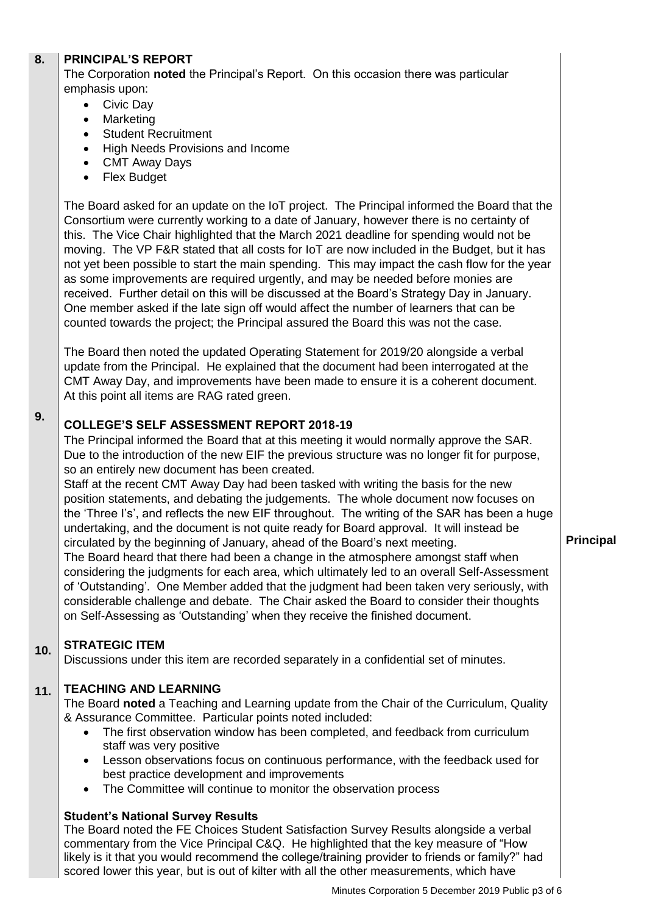## 8. PRINCIPAL'S REPORT

The Corporation **noted** the Principal's Report. On this occasion there was particular emphasis upon:

- Civic Day
- Marketing
- Student Recruitment
- High Needs Provisions and Income
- CMT Away Days
- Flex Budget

The Board asked for an update on the IoT project. The Principal informed the Board that the Consortium were currently working to a date of January, however there is no certainty of this. The Vice Chair highlighted that the March 2021 deadline for spending would not be moving. The VP F&R stated that all costs for IoT are now included in the Budget, but it has not yet been possible to start the main spending. This may impact the cash flow for the year as some improvements are required urgently, and may be needed before monies are received. Further detail on this will be discussed at the Board's Strategy Day in January. One member asked if the late sign off would affect the number of learners that can be counted towards the project; the Principal assured the Board this was not the case.

The Board then noted the updated Operating Statement for 2019/20 alongside a verbal update from the Principal. He explained that the document had been interrogated at the CMT Away Day, and improvements have been made to ensure it is a coherent document. At this point all items are RAG rated green.

## 9. COLLEGE'S SELF ASSESSMENT REPORT 2018-19

The Principal informed the Board that at this meeting it would normally approve the SAR. Due to the introduction of the new EIF the previous structure was no longer fit for purpose, so an entirely new document has been created.

Staff at the recent CMT Away Day had been tasked with writing the basis for the new position statements, and debating the judgements. The whole document now focuses on the 'Three I's', and reflects the new EIF throughout. The writing of the SAR has been a huge undertaking, and the document is not quite ready for Board approval. It will instead be circulated by the beginning of January, ahead of the Board's next meeting. **Principal**

The Board heard that there had been a change in the atmosphere amongst staff when considering the judgments for each area, which ultimately led to an overall Self-Assessment of 'Outstanding'. One Member added that the judgment had been taken very seriously, with considerable challenge and debate. The Chair asked the Board to consider their thoughts on Self-Assessing as 'Outstanding' when they receive the finished document.

## 10. STRATEGIC ITEM

Discussions under this item are recorded separately in a confidential set of minutes.

## 11. TEACHING AND LEARNING

The Board **noted** a Teaching and Learning update from the Chair of the Curriculum, Quality & Assurance Committee. Particular points noted included:

- The first observation window has been completed, and feedback from curriculum staff was very positive
- Lesson observations focus on continuous performance, with the feedback used for best practice development and improvements
- The Committee will continue to monitor the observation process

**Student's National Survey Results**

The Board noted the FE Choices Student Satisfaction Survey Results alongside a verbal commentary from the Vice Principal C&Q. He highlighted that the key measure of "How likely is it that you would recommend the college/training provider to friends or family?" had scored lower this year, but is out of kilter with all the other measurements, which have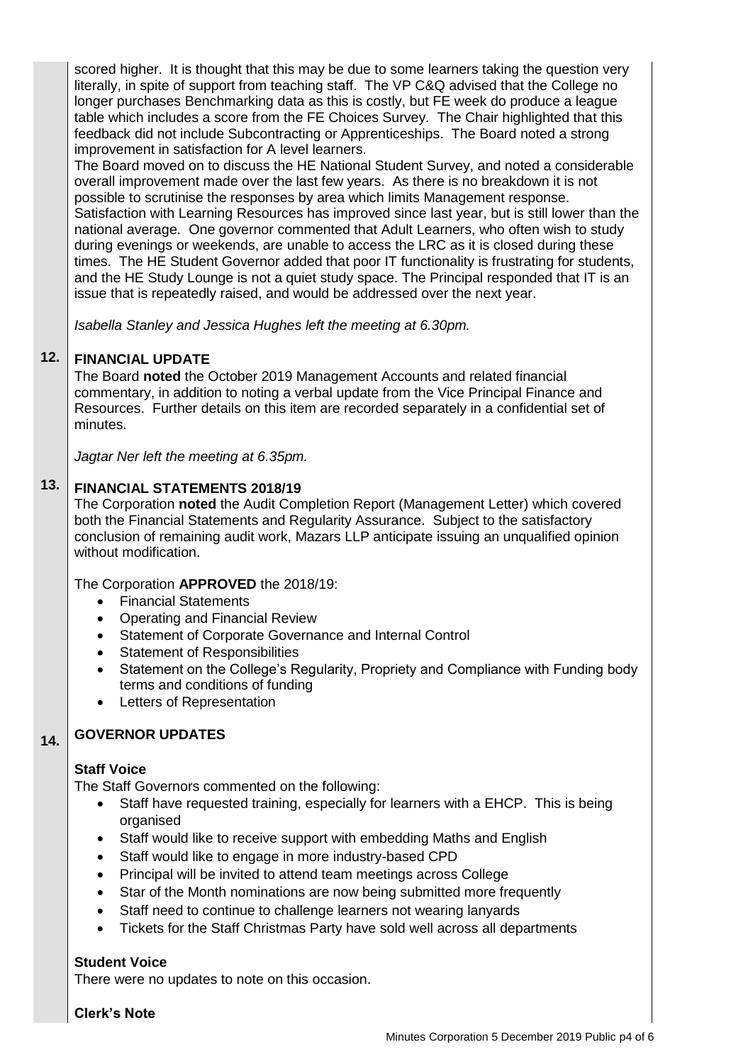scored higher. It is thought that this may be due to some learners taking the question very literally, in spite of support from teaching staff. The VP C&Q advised that the College no longer purchases Benchmarking data as this is costly, but FE week do produce a league table which includes a score from the FE Choices Survey. The Chair highlighted that this feedback did not include Subcontracting or Apprenticeships. The Board noted a strong improvement in satisfaction for A level learners.

The Board moved on to discuss the HE National Student Survey, and noted a considerable overall improvement made over the last few years. As there is no breakdown it is not possible to scrutinise the responses by area which limits Management response. Satisfaction with Learning Resources has improved since last year, but is still lower than the national average. One governor commented that Adult Learners, who often wish to study during evenings or weekends, are unable to access the LRC as it is closed during these times. The HE Student Governor added that poor IT functionality is frustrating for students, and the HE Study Lounge is not a quiet study space. The Principal responded that IT is an issue that is repeatedly raised, and would be addressed over the next year.

*Isabella Stanley and Jessica Hughes left the meeting at 6.30pm.*

## 12. FINANCIAL UPDATE

The Board **noted** the October 2019 Management Accounts and related financial commentary, in addition to noting a verbal update from the Vice Principal Finance and Resources. Further details on this item are recorded separately in a confidential set of minutes.

*Jagtar Ner left the meeting at 6.35pm.*

## 13. FINANCIAL STATEMENTS 2018/19

The Corporation **noted** the Audit Completion Report (Management Letter) which covered both the Financial Statements and Regularity Assurance. Subject to the satisfactory conclusion of remaining audit work, Mazars LLP anticipate issuing an unqualified opinion without modification.

The Corporation **APPROVED** the 2018/19:

- Financial Statements
- Operating and Financial Review
- Statement of Corporate Governance and Internal Control
- Statement of Responsibilities
- Statement on the College's Regularity, Propriety and Compliance with Funding body terms and conditions of funding
- Letters of Representation

## 14. GOVERNOR UPDATES

**Staff Voice**

The Staff Governors commented on the following:

- Staff have requested training, especially for learners with a EHCP. This is being organised
- Staff would like to receive support with embedding Maths and English
- Staff would like to engage in more industry-based CPD
- Principal will be invited to attend team meetings across College
- Star of the Month nominations are now being submitted more frequently
- Staff need to continue to challenge learners not wearing lanyards
- Tickets for the Staff Christmas Party have sold well across all departments

**Student Voice**

There were no updates to note on this occasion.

**Clerk's Note**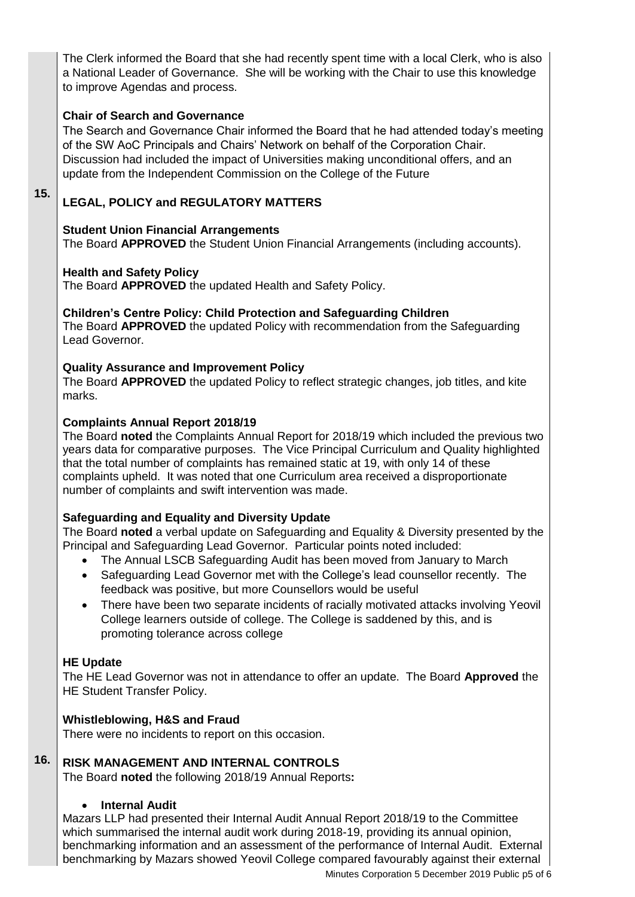The Clerk informed the Board that she had recently spent time with a local Clerk, who is also a National Leader of Governance. She will be working with the Chair to use this knowledge to improve Agendas and process.

**Chair of Search and Governance**

The Search and Governance Chair informed the Board that he had attended today's meeting of the SW AoC Principals and Chairs' Network on behalf of the Corporation Chair. Discussion had included the impact of Universities making unconditional offers, and an update from the Independent Commission on the College of the Future

## 15. LEGAL, POLICY and REGULATORY MATTERS

**Student Union Financial Arrangements**

The Board **APPROVED** the Student Union Financial Arrangements (including accounts).

**Health and Safety Policy**

The Board **APPROVED** the updated Health and Safety Policy.

**Children's Centre Policy: Child Protection and Safeguarding Children**

The Board **APPROVED** the updated Policy with recommendation from the Safeguarding Lead Governor.

**Quality Assurance and Improvement Policy**

The Board **APPROVED** the updated Policy to reflect strategic changes, job titles, and kite marks.

**Complaints Annual Report 2018/19**

The Board **noted** the Complaints Annual Report for 2018/19 which included the previous two years data for comparative purposes. The Vice Principal Curriculum and Quality highlighted that the total number of complaints has remained static at 19, with only 14 of these complaints upheld. It was noted that one Curriculum area received a disproportionate number of complaints and swift intervention was made.

**Safeguarding and Equality and Diversity Update**

The Board **noted** a verbal update on Safeguarding and Equality & Diversity presented by the Principal and Safeguarding Lead Governor. Particular points noted included:

- The Annual LSCB Safeguarding Audit has been moved from January to March
- Safeguarding Lead Governor met with the College's lead counsellor recently. The feedback was positive, but more Counsellors would be useful
- There have been two separate incidents of racially motivated attacks involving Yeovil College learners outside of college. The College is saddened by this, and is promoting tolerance across college

**HE Update**

The HE Lead Governor was not in attendance to offer an update. The Board **Approved** the HE Student Transfer Policy.

**Whistleblowing, H&S and Fraud**

There were no incidents to report on this occasion.

## 16. RISK MANAGEMENT AND INTERNAL CONTROLS

The Board **noted** the following 2018/19 Annual Reports**:**

- **Internal Audit**

Mazars LLP had presented their Internal Audit Annual Report 2018/19 to the Committee which summarised the internal audit work during 2018-19, providing its annual opinion, benchmarking information and an assessment of the performance of Internal Audit. External benchmarking by Mazars showed Yeovil College compared favourably against their external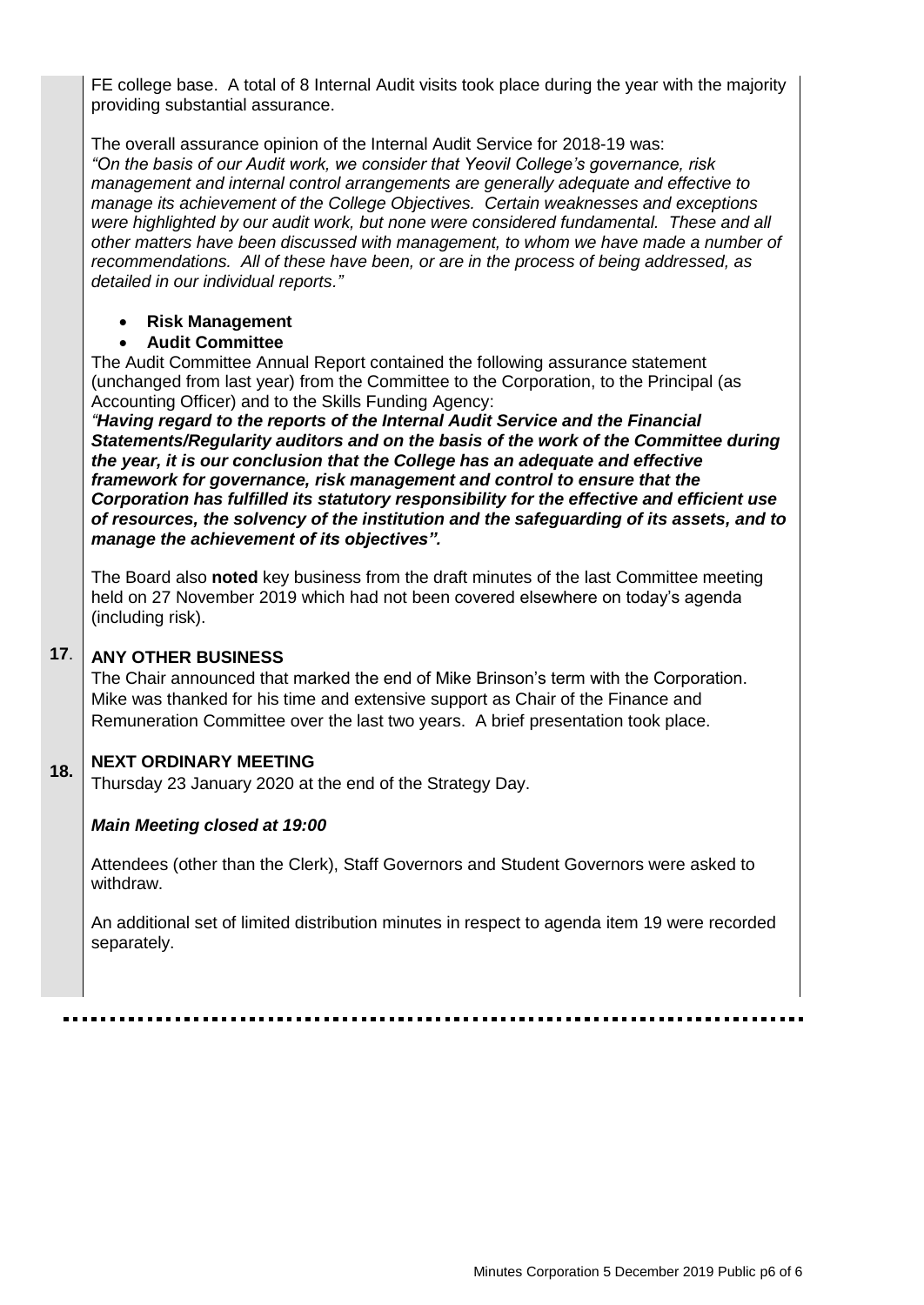FE college base. A total of 8 Internal Audit visits took place during the year with the majority providing substantial assurance.

The overall assurance opinion of the Internal Audit Service for 2018-19 was:
*"On the basis of our Audit work, we consider that Yeovil College's governance, risk management and internal control arrangements are generally adequate and effective to manage its achievement of the College Objectives. Certain weaknesses and exceptions were highlighted by our audit work, but none were considered fundamental. These and all other matters have been discussed with management, to whom we have made a number of recommendations. All of these have been, or are in the process of being addressed, as detailed in our individual reports."*

- **Risk Management**
- **Audit Committee**

The Audit Committee Annual Report contained the following assurance statement (unchanged from last year) from the Committee to the Corporation, to the Principal (as Accounting Officer) and to the Skills Funding Agency:
***"Having regard to the reports of the Internal Audit Service and the Financial Statements/Regularity auditors and on the basis of the work of the Committee during the year, it is our conclusion that the College has an adequate and effective framework for governance, risk management and control to ensure that the Corporation has fulfilled its statutory responsibility for the effective and efficient use of resources, the solvency of the institution and the safeguarding of its assets, and to manage the achievement of its objectives".***

The Board also **noted** key business from the draft minutes of the last Committee meeting held on 27 November 2019 which had not been covered elsewhere on today's agenda (including risk).

**17.** **ANY OTHER BUSINESS**

The Chair announced that marked the end of Mike Brinson's term with the Corporation. Mike was thanked for his time and extensive support as Chair of the Finance and Remuneration Committee over the last two years. A brief presentation took place.

**18.** **NEXT ORDINARY MEETING**

Thursday 23 January 2020 at the end of the Strategy Day.

***Main Meeting closed at 19:00***

Attendees (other than the Clerk), Staff Governors and Student Governors were asked to withdraw.

An additional set of limited distribution minutes in respect to agenda item 19 were recorded separately.